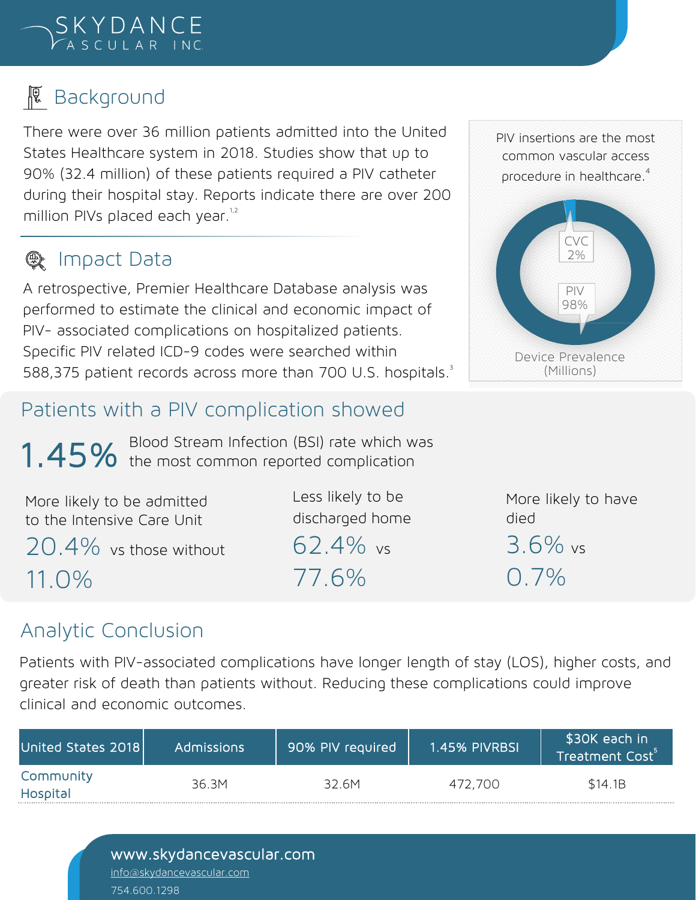SKYDANCE VASCULAR INC.

## Background

There were over 36 million patients admitted into the United States Healthcare system in 2018. Studies show that up to 90% (32.4 million) of these patients required a PIV catheter during their hospital stay. Reports indicate there are over 200 million PIVs placed each year.[1,2]

PIV insertions are the most common vascular access procedure in healthcare.[4]

CVC 2%

PIV 98%

Device Prevalence (Millions)

## Impact Data

A retrospective, Premier Healthcare Database analysis was performed to estimate the clinical and economic impact of PIV- associated complications on hospitalized patients. Specific PIV related ICD-9 codes were searched within 588,375 patient records across more than 700 U.S. hospitals.[3]

## Patients with a PIV complication showed

**1.45%** Blood Stream Infection (BSI) rate which was the most common reported complication

More likely to be admitted to the Intensive Care Unit
20.4% vs those without 11.0%

Less likely to be discharged home
62.4% vs 77.6%

More likely to have died
3.6% vs 0.7%

## Analytic Conclusion

Patients with PIV-associated complications have longer length of stay (LOS), higher costs, and greater risk of death than patients without. Reducing these complications could improve clinical and economic outcomes.

| United States 2018 | Admissions | 90% PIV required | 1.45% PIVRBSI | $30K each in Treatment Cost[5] |
|---|---|---|---|---|
| Community Hospital | 36.3M | 32.6M | 472,700 | $14.1B |

www.skydancevascular.com
info@skydancevascular.com
754.600.1298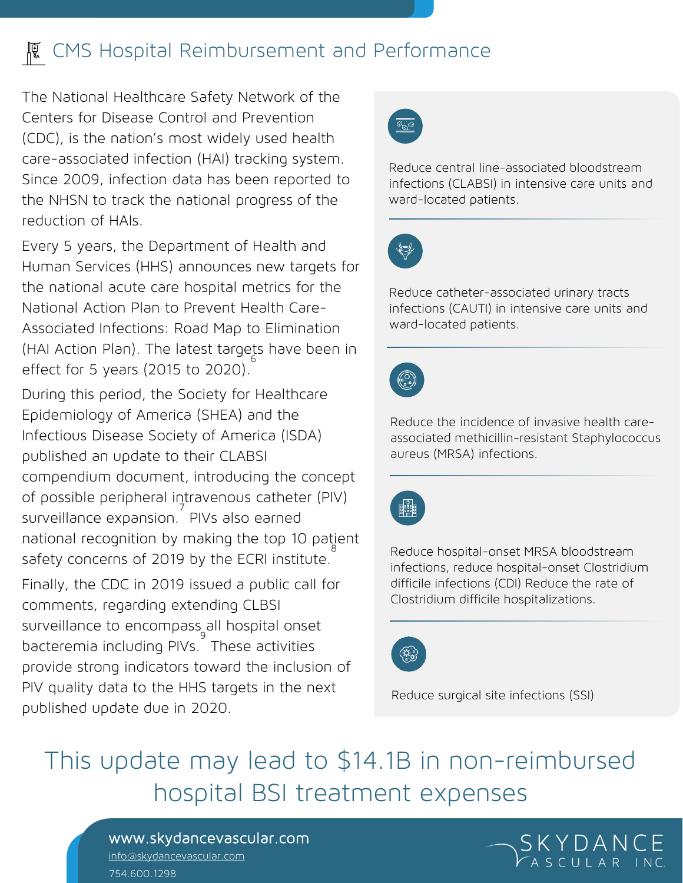# CMS Hospital Reimbursement and Performance

The National Healthcare Safety Network of the Centers for Disease Control and Prevention (CDC), is the nation's most widely used health care-associated infection (HAI) tracking system. Since 2009, infection data has been reported to the NHSN to track the national progress of the reduction of HAIs.

Every 5 years, the Department of Health and Human Services (HHS) announces new targets for the national acute care hospital metrics for the National Action Plan to Prevent Health Care-Associated Infections: Road Map to Elimination (HAI Action Plan). The latest targets have been in effect for 5 years (2015 to 2020).[6]

During this period, the Society for Healthcare Epidemiology of America (SHEA) and the Infectious Disease Society of America (ISDA) published an update to their CLABSI compendium document, introducing the concept of possible peripheral intravenous catheter (PIV) surveillance expansion.[7] PIVs also earned national recognition by making the top 10 patient safety concerns of 2019 by the ECRI institute.[8]

Finally, the CDC in 2019 issued a public call for comments, regarding extending CLBSI surveillance to encompass all hospital onset bacteremia including PIVs.[9] These activities provide strong indicators toward the inclusion of PIV quality data to the HHS targets in the next published update due in 2020.

- Reduce central line-associated bloodstream infections (CLABSI) in intensive care units and ward-located patients.
- Reduce catheter-associated urinary tracts infections (CAUTI) in intensive care units and ward-located patients.
- Reduce the incidence of invasive health care-associated methicillin-resistant Staphylococcus aureus (MRSA) infections.
- Reduce hospital-onset MRSA bloodstream infections, reduce hospital-onset Clostridium difficile infections (CDI) Reduce the rate of Clostridium difficile hospitalizations.
- Reduce surgical site infections (SSI)

## This update may lead to $14.1B in non-reimbursed hospital BSI treatment expenses

www.skydancevascular.com
info@skydancevascular.com
754.600.1298

SKYDANCE VASCULAR INC.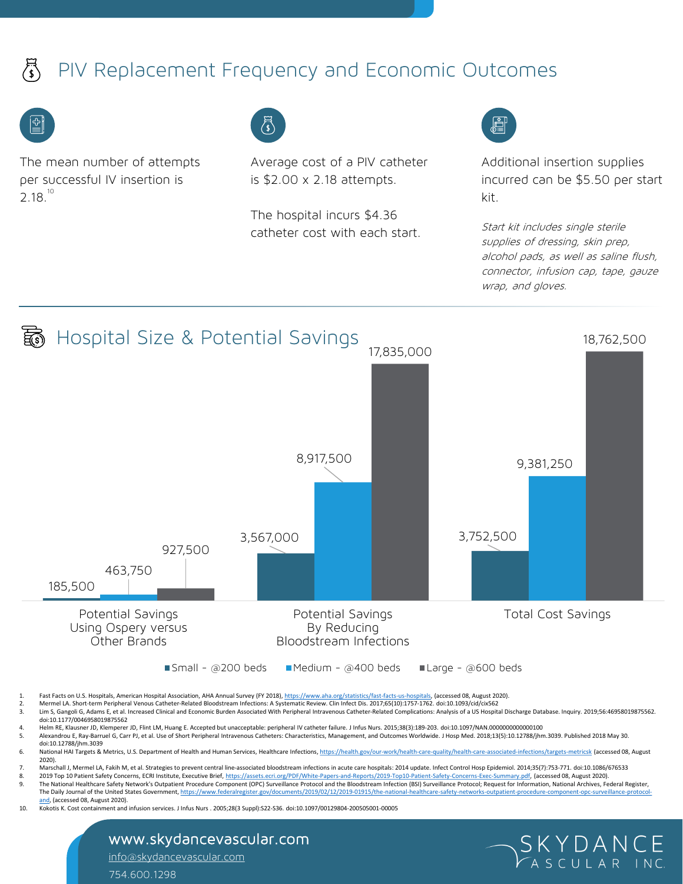# PIV Replacement Frequency and Economic Outcomes

The mean number of attempts per successful IV insertion is 2.18.[10]

Average cost of a PIV catheter is $2.00 x 2.18 attempts.

The hospital incurs $4.36 catheter cost with each start.

Additional insertion supplies incurred can be $5.50 per start kit.

*Start kit includes single sterile supplies of dressing, skin prep, alcohol pads, as well as saline flush, connector, infusion cap, tape, gauze wrap, and gloves.*

# Hospital Size & Potential Savings

Potential Savings Using Ospery versus Other Brands: 185,500; 463,750; 927,500

Potential Savings By Reducing Bloodstream Infections: 3,567,000; 8,917,500; 17,835,000

Total Cost Savings: 3,752,500; 9,381,250; 18,762,500

Small - @200 beds

Medium - @400 beds

Large - @600 beds

1. Fast Facts on U.S. Hospitals, American Hospital Association, AHA Annual Survey (FY 2018), https://www.aha.org/statistics/fast-facts-us-hospitals, (accessed 08, August 2020).
2. Mermel LA. Short-term Peripheral Venous Catheter-Related Bloodstream Infections: A Systematic Review. Clin Infect Dis. 2017;65(10):1757-1762. doi:10.1093/cid/cix562
3. Lim S, Gangoli G, Adams E, et al. Increased Clinical and Economic Burden Associated With Peripheral Intravenous Catheter-Related Complications: Analysis of a US Hospital Discharge Database. Inquiry. 2019;56:46958019875562. doi:10.1177/0046958019875562
4. Helm RE, Klausner JD, Klemperer JD, Flint LM, Huang E. Accepted but unacceptable: peripheral IV catheter failure. J Infus Nurs. 2015;38(3):189-203. doi:10.1097/NAN.0000000000000100
5. Alexandrou E, Ray-Barruel G, Carr PJ, et al. Use of Short Peripheral Intravenous Catheters: Characteristics, Management, and Outcomes Worldwide. J Hosp Med. 2018;13(5):10.12788/jhm.3039. Published 2018 May 30. doi:10.12788/jhm.3039
6. National HAI Targets & Metrics, U.S. Department of Health and Human Services, Healthcare Infections, https://health.gov/our-work/health-care-quality/health-care-associated-infections/targets-metricsk (accessed 08, August 2020).
7. Marschall J, Mermel LA, Fakih M, et al. Strategies to prevent central line-associated bloodstream infections in acute care hospitals: 2014 update. Infect Control Hosp Epidemiol. 2014;35(7):753-771. doi:10.1086/676533
8. 2019 Top 10 Patient Safety Concerns, ECRI Institute, Executive Brief, https://assets.ecri.org/PDF/White-Papers-and-Reports/2019-Top10-Patient-Safety-Concerns-Exec-Summary.pdf, (accessed 08, August 2020).
9. The National Healthcare Safety Network's Outpatient Procedure Component (OPC) Surveillance Protocol and the Bloodstream Infection (BSI) Surveillance Protocol; Request for Information, National Archives, Federal Register, The Daily Journal of the United States Government, https://www.federalregister.gov/documents/2019/02/12/2019-01915/the-national-healthcare-safety-networks-outpatient-procedure-component-opc-surveillance-protocol-and, (accessed 08, August 2020).
10. Kokotis K. Cost containment and infusion services. J Infus Nurs . 2005;28(3 Suppl):S22-S36. doi:10.1097/00129804-200505001-00005

www.skydancevascular.com

info@skydancevascular.com

754.600.1298

SKYDANCE VASCULAR INC.